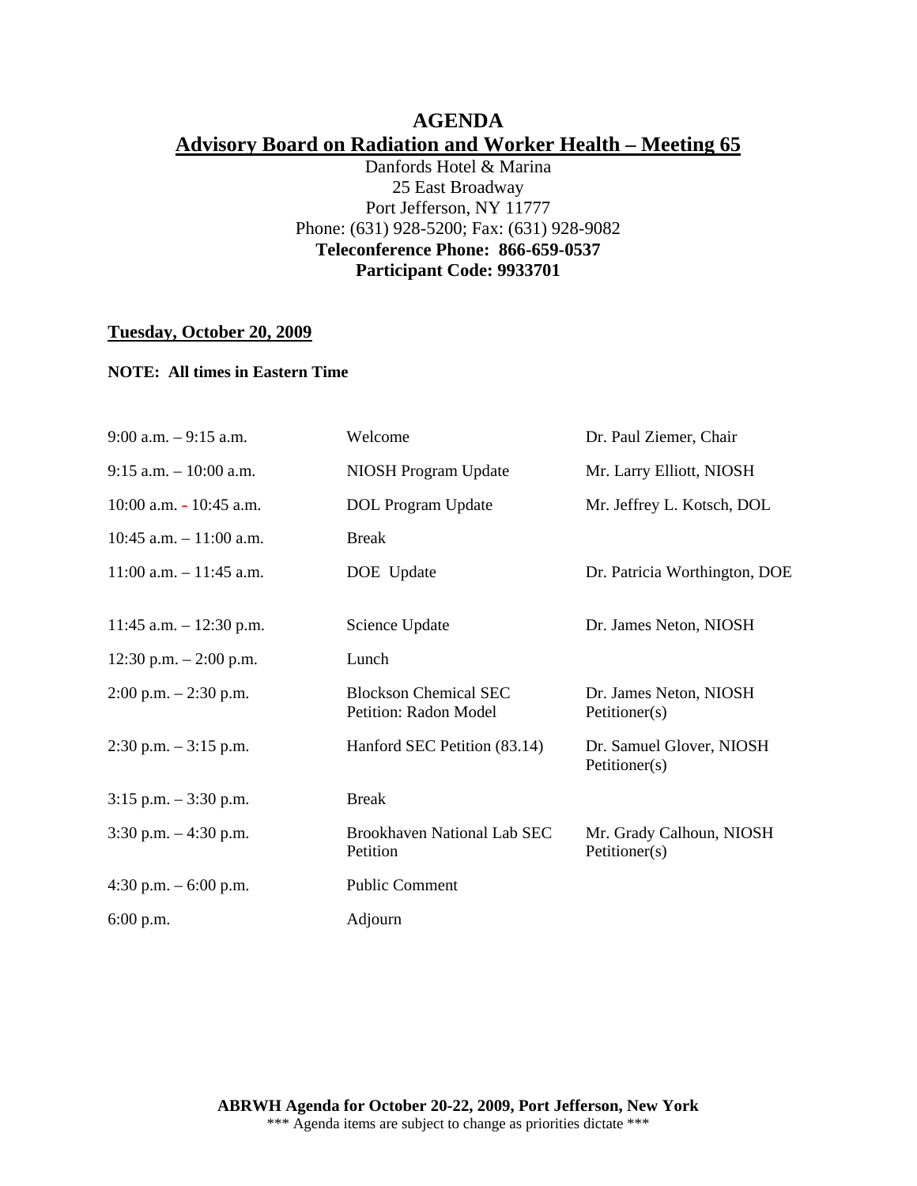# AGENDA

## Advisory Board on Radiation and Worker Health – Meeting 65

Danfords Hotel & Marina
25 East Broadway
Port Jefferson, NY 11777
Phone: (631) 928-5200; Fax: (631) 928-9082
**Teleconference Phone: 866-659-0537**
**Participant Code: 9933701**

### Tuesday, October 20, 2009

**NOTE: All times in Eastern Time**

| | | |
|---|---|---|
| 9:00 a.m. – 9:15 a.m. | Welcome | Dr. Paul Ziemer, Chair |
| 9:15 a.m. – 10:00 a.m. | NIOSH Program Update | Mr. Larry Elliott, NIOSH |
| 10:00 a.m. - 10:45 a.m. | DOL Program Update | Mr. Jeffrey L. Kotsch, DOL |
| 10:45 a.m. – 11:00 a.m. | Break | |
| 11:00 a.m. – 11:45 a.m. | DOE Update | Dr. Patricia Worthington, DOE |
| 11:45 a.m. – 12:30 p.m. | Science Update | Dr. James Neton, NIOSH |
| 12:30 p.m. – 2:00 p.m. | Lunch | |
| 2:00 p.m. – 2:30 p.m. | Blockson Chemical SEC Petition: Radon Model | Dr. James Neton, NIOSH Petitioner(s) |
| 2:30 p.m. – 3:15 p.m. | Hanford SEC Petition (83.14) | Dr. Samuel Glover, NIOSH Petitioner(s) |
| 3:15 p.m. – 3:30 p.m. | Break | |
| 3:30 p.m. – 4:30 p.m. | Brookhaven National Lab SEC Petition | Mr. Grady Calhoun, NIOSH Petitioner(s) |
| 4:30 p.m. – 6:00 p.m. | Public Comment | |
| 6:00 p.m. | Adjourn | |

**ABRWH Agenda for October 20-22, 2009, Port Jefferson, New York**
*** Agenda items are subject to change as priorities dictate ***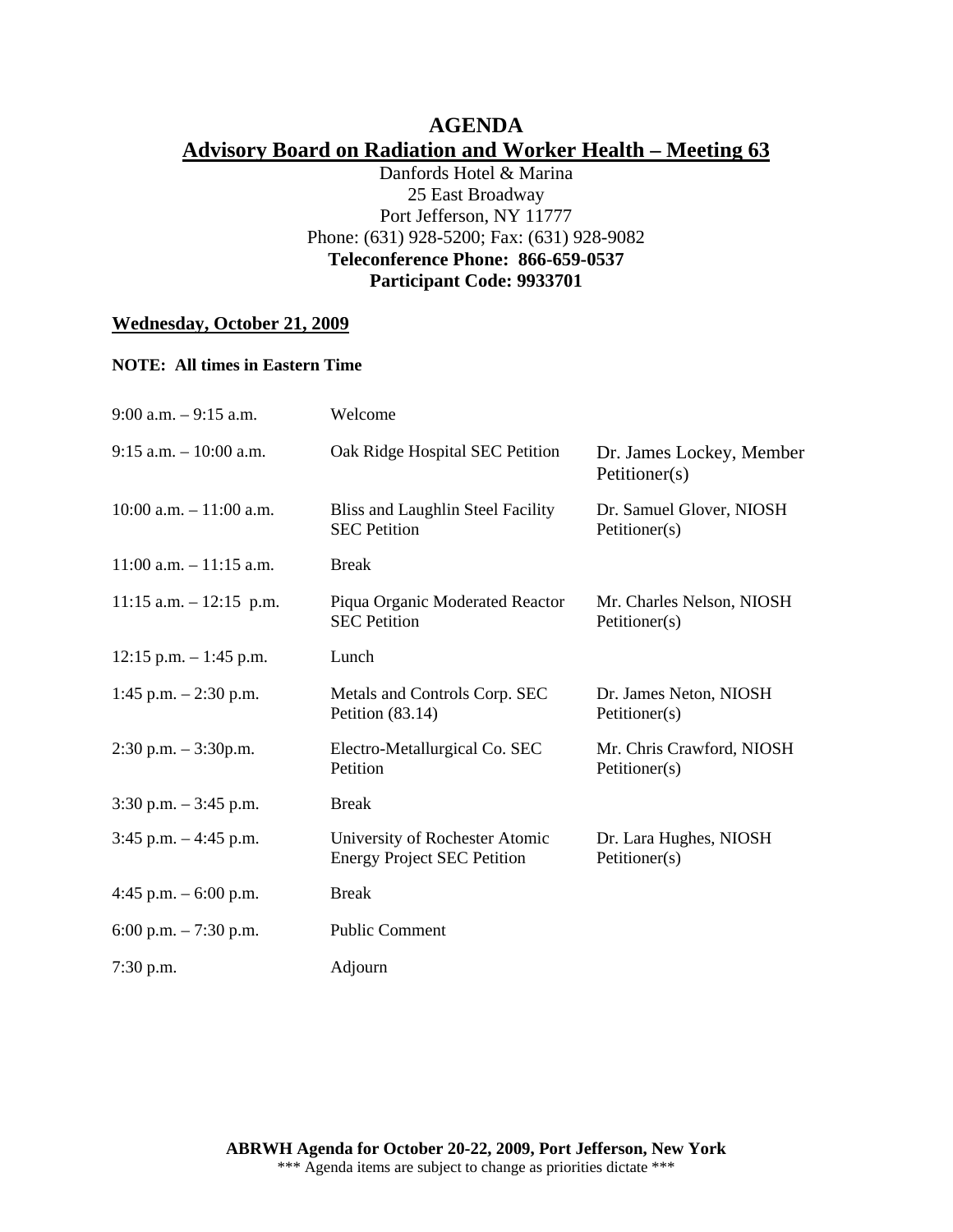# AGENDA

## Advisory Board on Radiation and Worker Health – Meeting 63

Danfords Hotel & Marina
25 East Broadway
Port Jefferson, NY 11777
Phone: (631) 928-5200; Fax: (631) 928-9082
**Teleconference Phone: 866-659-0537**
**Participant Code: 9933701**

**Wednesday, October 21, 2009**

**NOTE: All times in Eastern Time**

| | | |
|---|---|---|
| 9:00 a.m. – 9:15 a.m. | Welcome | |
| 9:15 a.m. – 10:00 a.m. | Oak Ridge Hospital SEC Petition | Dr. James Lockey, Member<br>Petitioner(s) |
| 10:00 a.m. – 11:00 a.m. | Bliss and Laughlin Steel Facility SEC Petition | Dr. Samuel Glover, NIOSH<br>Petitioner(s) |
| 11:00 a.m. – 11:15 a.m. | Break | |
| 11:15 a.m. – 12:15 p.m. | Piqua Organic Moderated Reactor SEC Petition | Mr. Charles Nelson, NIOSH<br>Petitioner(s) |
| 12:15 p.m. – 1:45 p.m. | Lunch | |
| 1:45 p.m. – 2:30 p.m. | Metals and Controls Corp. SEC Petition (83.14) | Dr. James Neton, NIOSH<br>Petitioner(s) |
| 2:30 p.m. – 3:30p.m. | Electro-Metallurgical Co. SEC Petition | Mr. Chris Crawford, NIOSH<br>Petitioner(s) |
| 3:30 p.m. – 3:45 p.m. | Break | |
| 3:45 p.m. – 4:45 p.m. | University of Rochester Atomic Energy Project SEC Petition | Dr. Lara Hughes, NIOSH<br>Petitioner(s) |
| 4:45 p.m. – 6:00 p.m. | Break | |
| 6:00 p.m. – 7:30 p.m. | Public Comment | |
| 7:30 p.m. | Adjourn | |

**ABRWH Agenda for October 20-22, 2009, Port Jefferson, New York**
*** Agenda items are subject to change as priorities dictate ***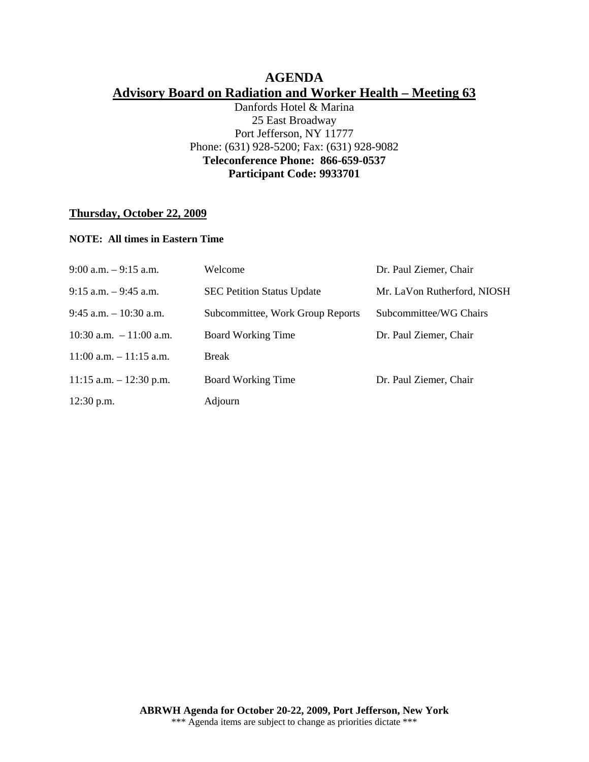# AGENDA

## Advisory Board on Radiation and Worker Health – Meeting 63

Danfords Hotel & Marina
25 East Broadway
Port Jefferson, NY 11777
Phone: (631) 928-5200; Fax: (631) 928-9082
**Teleconference Phone: 866-659-0537**
**Participant Code: 9933701**

**Thursday, October 22, 2009**

**NOTE: All times in Eastern Time**

| | | |
|---|---|---|
| 9:00 a.m. – 9:15 a.m. | Welcome | Dr. Paul Ziemer, Chair |
| 9:15 a.m. – 9:45 a.m. | SEC Petition Status Update | Mr. LaVon Rutherford, NIOSH |
| 9:45 a.m. – 10:30 a.m. | Subcommittee, Work Group Reports | Subcommittee/WG Chairs |
| 10:30 a.m. – 11:00 a.m. | Board Working Time | Dr. Paul Ziemer, Chair |
| 11:00 a.m. – 11:15 a.m. | Break | |
| 11:15 a.m. – 12:30 p.m. | Board Working Time | Dr. Paul Ziemer, Chair |
| 12:30 p.m. | Adjourn | |